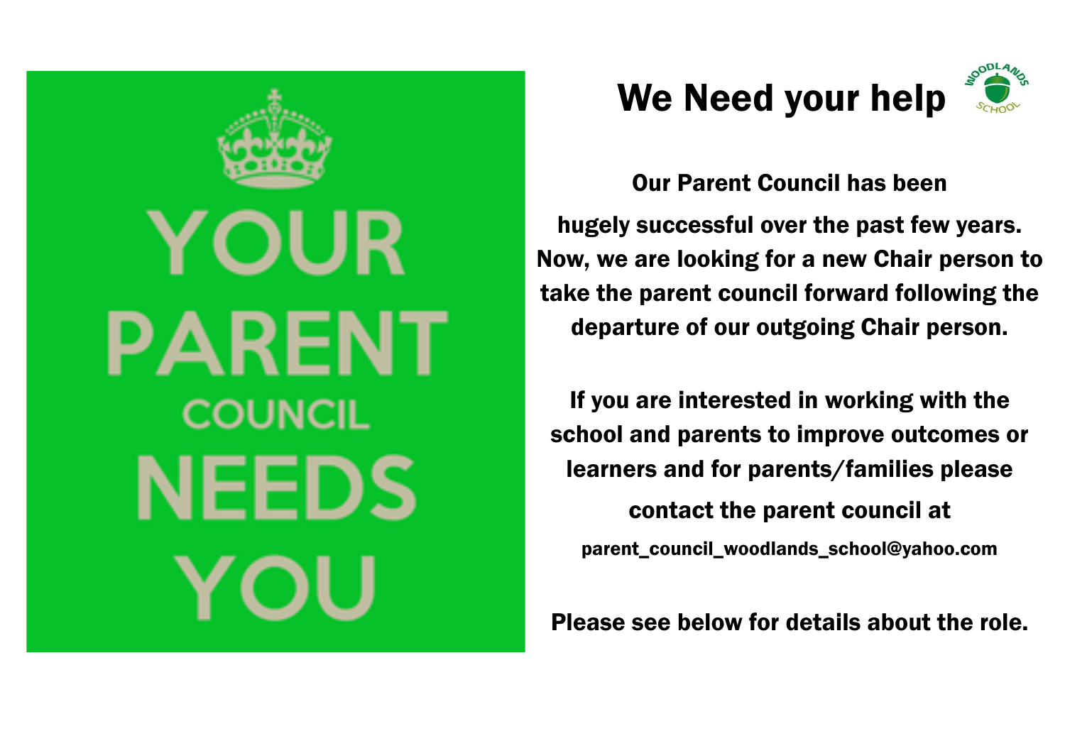YOUR PARENT COUNCIL NEEDS YOU

# We Need your help

WOODLANDS SCHOOL

**Our Parent Council has been hugely successful over the past few years. Now, we are looking for a new Chair person to take the parent council forward following the departure of our outgoing Chair person.**

**If you are interested in working with the school and parents to improve outcomes or learners and for parents/families please contact the parent council at**

**parent_council_woodlands_school@yahoo.com**

**Please see below for details about the role.**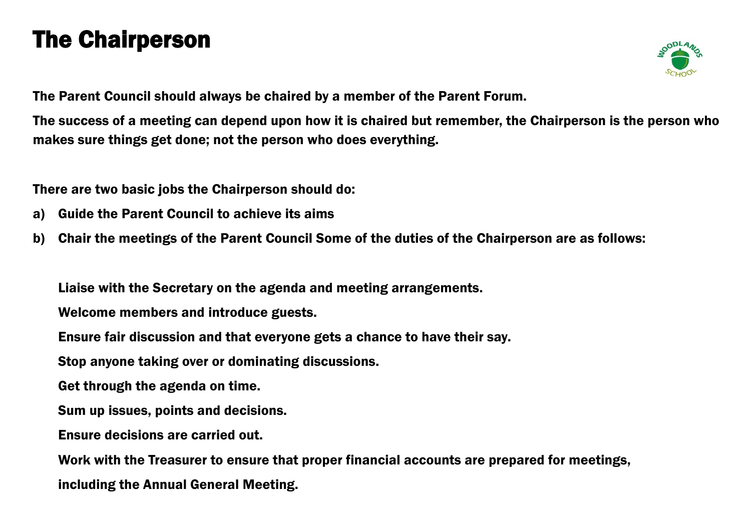# The Chairperson

The Parent Council should always be chaired by a member of the Parent Forum.

The success of a meeting can depend upon how it is chaired but remember, the Chairperson is the person who makes sure things get done; not the person who does everything.

There are two basic jobs the Chairperson should do:

a) Guide the Parent Council to achieve its aims
b) Chair the meetings of the Parent Council Some of the duties of the Chairperson are as follows:

- Liaise with the Secretary on the agenda and meeting arrangements.
- Welcome members and introduce guests.
- Ensure fair discussion and that everyone gets a chance to have their say.
- Stop anyone taking over or dominating discussions.
- Get through the agenda on time.
- Sum up issues, points and decisions.
- Ensure decisions are carried out.
- Work with the Treasurer to ensure that proper financial accounts are prepared for meetings, including the Annual General Meeting.